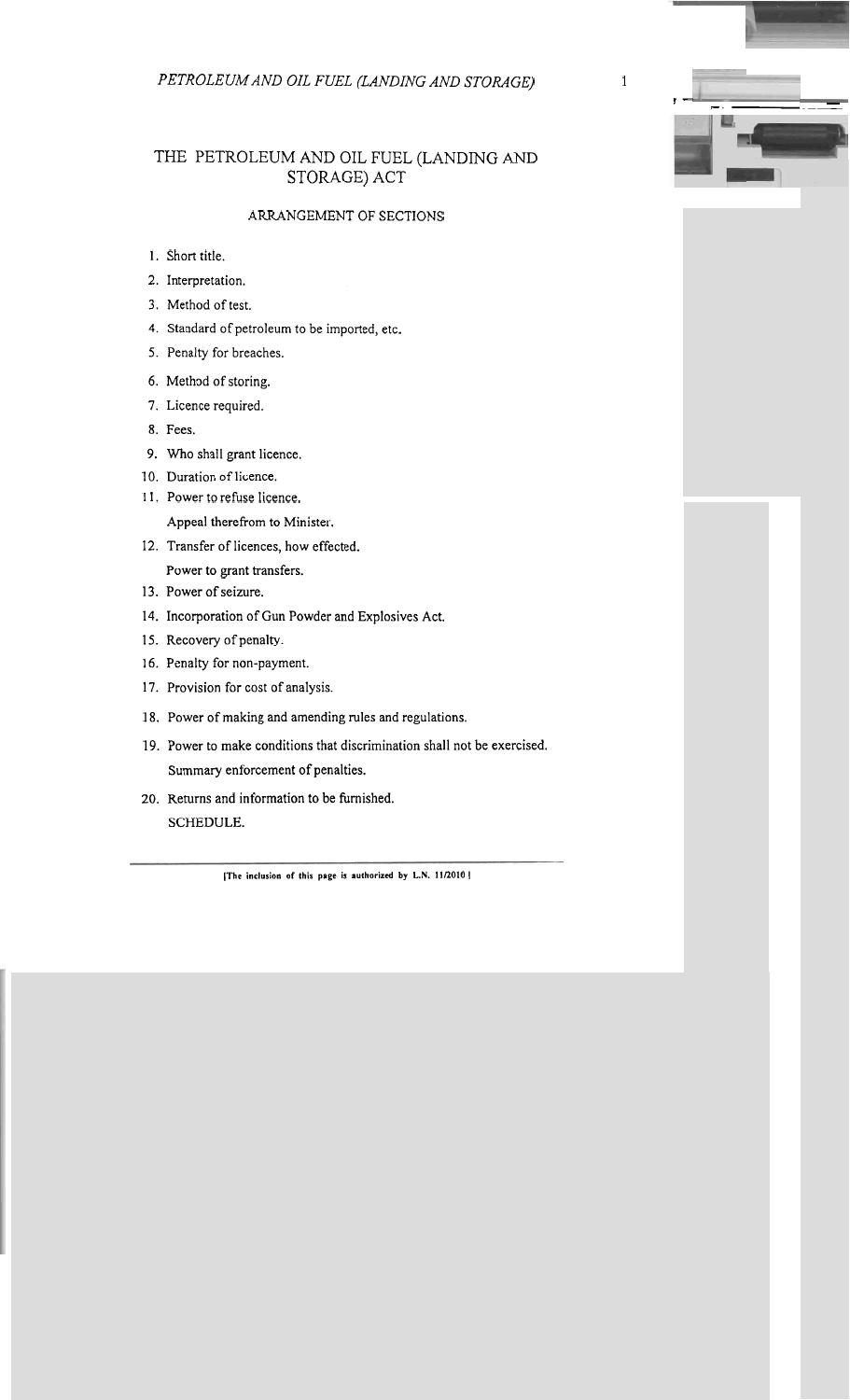# THE PETROLEUM AND OIL FUEL (LANDING AND STORAGE) ACT

## ARRANGEMENT OF SECTIONS

1. Short title.
2. Interpretation.
3. Method of test.
4. Standard of petroleum to be imported, etc.
5. Penalty for breaches.
6. Method of storing.
7. Licence required.
8. Fees.
9. Who shall grant licence.
10. Duration of licence.
11. Power to refuse licence.

    Appeal therefrom to Minister.
12. Transfer of licences, how effected.

    Power to grant transfers.
13. Power of seizure.
14. Incorporation of Gun Powder and Explosives Act.
15. Recovery of penalty.
16. Penalty for non-payment.
17. Provision for cost of analysis.
18. Power of making and amending rules and regulations.
19. Power to make conditions that discrimination shall not be exercised.

    Summary enforcement of penalties.
20. Returns and information to be furnished.

    SCHEDULE.

[The inclusion of this page is authorized by L.N. 11/2010]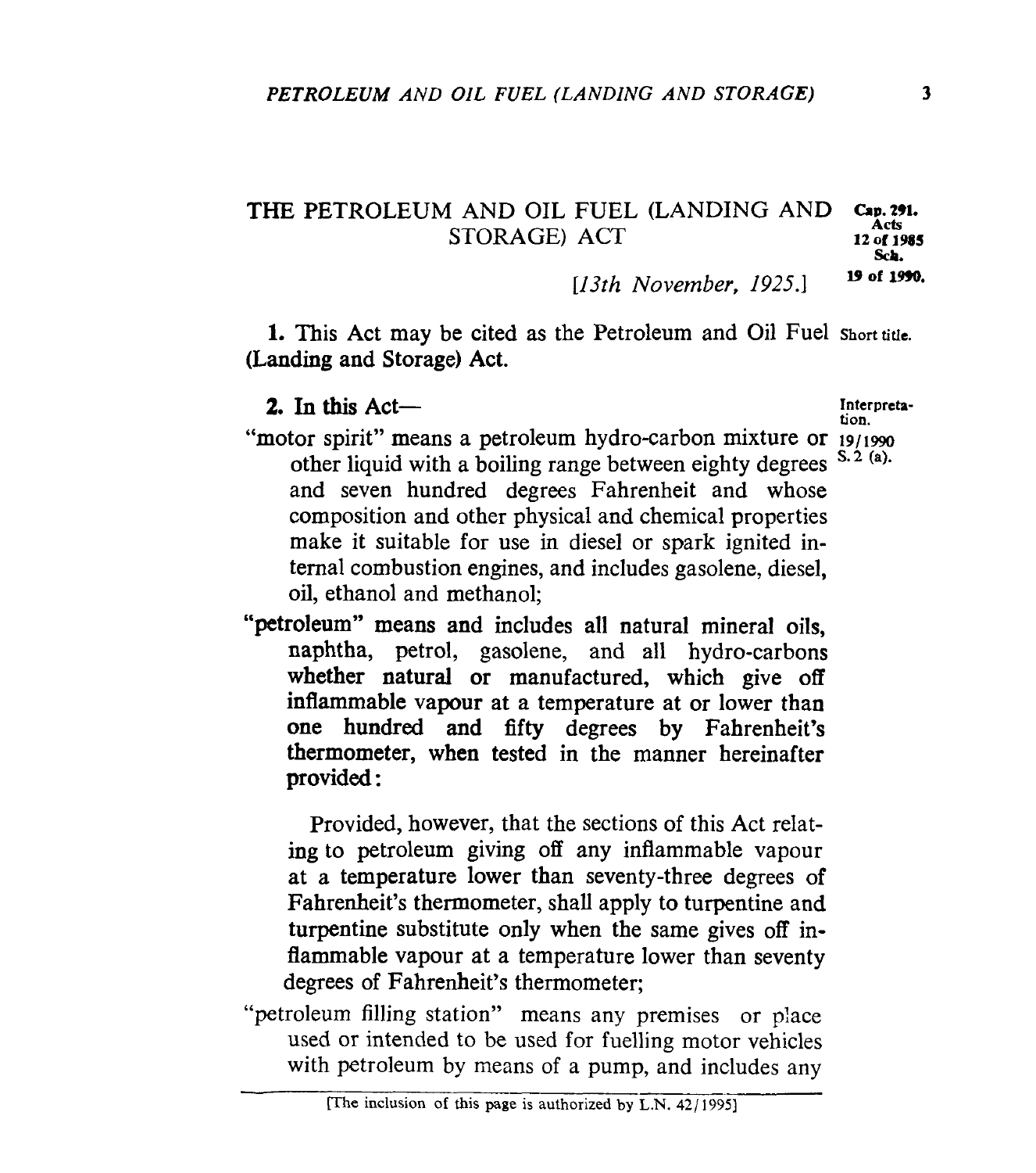# THE PETROLEUM AND OIL FUEL (LANDING AND STORAGE) ACT

Cap. 291. Acts 12 of 1985 Sch. 19 of 1990.

*[13th November, 1925.]*

**1.** This Act may be cited as the Petroleum and Oil Fuel (Landing and Storage) Act. — Short title.

**2.** In this Act— — Interpretation.

"motor spirit" means a petroleum hydro-carbon mixture or other liquid with a boiling range between eighty degrees and seven hundred degrees Fahrenheit and whose composition and other physical and chemical properties make it suitable for use in diesel or spark ignited internal combustion engines, and includes gasolene, diesel, oil, ethanol and methanol; — 19/1990 S. 2 (a).

"petroleum" means and includes all natural mineral oils, naphtha, petrol, gasolene, and all hydro-carbons whether natural or manufactured, which give off inflammable vapour at a temperature at or lower than one hundred and fifty degrees by Fahrenheit's thermometer, when tested in the manner hereinafter provided:

Provided, however, that the sections of this Act relating to petroleum giving off any inflammable vapour at a temperature lower than seventy-three degrees of Fahrenheit's thermometer, shall apply to turpentine and turpentine substitute only when the same gives off inflammable vapour at a temperature lower than seventy degrees of Fahrenheit's thermometer;

"petroleum filling station" means any premises or place used or intended to be used for fuelling motor vehicles with petroleum by means of a pump, and includes any

[The inclusion of this page is authorized by L.N. 42/1995]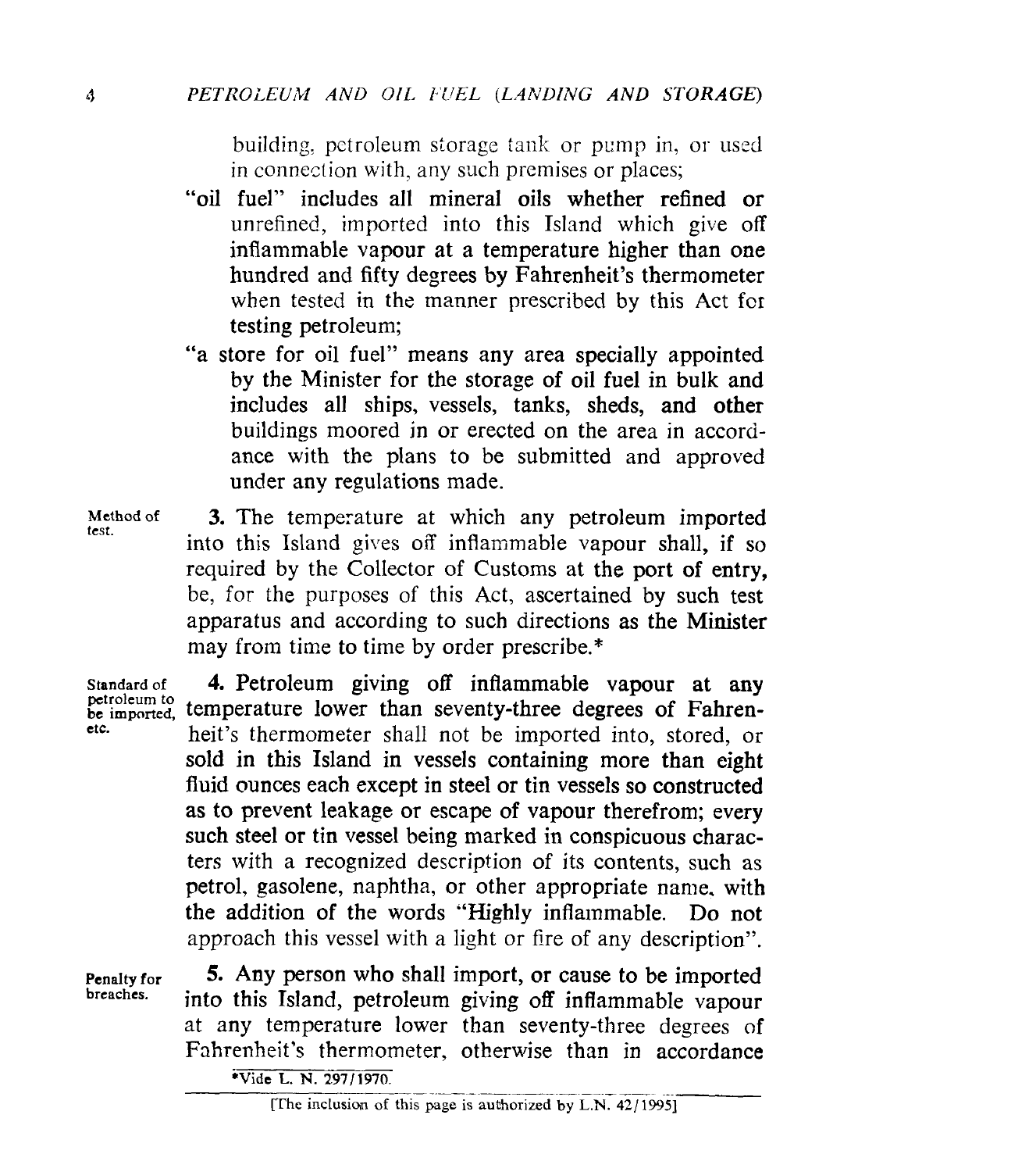building, petroleum storage tank or pump in, or used in connection with, any such premises or places;

"oil fuel" includes all mineral oils whether refined or unrefined, imported into this Island which give off inflammable vapour at a temperature higher than one hundred and fifty degrees by Fahrenheit's thermometer when tested in the manner prescribed by this Act for testing petroleum;

"a store for oil fuel" means any area specially appointed by the Minister for the storage of oil fuel in bulk and includes all ships, vessels, tanks, sheds, and other buildings moored in or erected on the area in accordance with the plans to be submitted and approved under any regulations made.

Method of test.

**3.** The temperature at which any petroleum imported into this Island gives off inflammable vapour shall, if so required by the Collector of Customs at the port of entry, be, for the purposes of this Act, ascertained by such test apparatus and according to such directions as the Minister may from time to time by order prescribe.*

Standard of petroleum to be imported, etc.

**4.** Petroleum giving off inflammable vapour at any temperature lower than seventy-three degrees of Fahrenheit's thermometer shall not be imported into, stored, or sold in this Island in vessels containing more than eight fluid ounces each except in steel or tin vessels so constructed as to prevent leakage or escape of vapour therefrom; every such steel or tin vessel being marked in conspicuous characters with a recognized description of its contents, such as petrol, gasolene, naphtha, or other appropriate name, with the addition of the words "Highly inflammable. Do not approach this vessel with a light or fire of any description".

Penalty for breaches.

**5.** Any person who shall import, or cause to be imported into this Island, petroleum giving off inflammable vapour at any temperature lower than seventy-three degrees of Fahrenheit's thermometer, otherwise than in accordance

*Vide L. N. 297/1970.

[The inclusion of this page is authorized by L.N. 42/1995]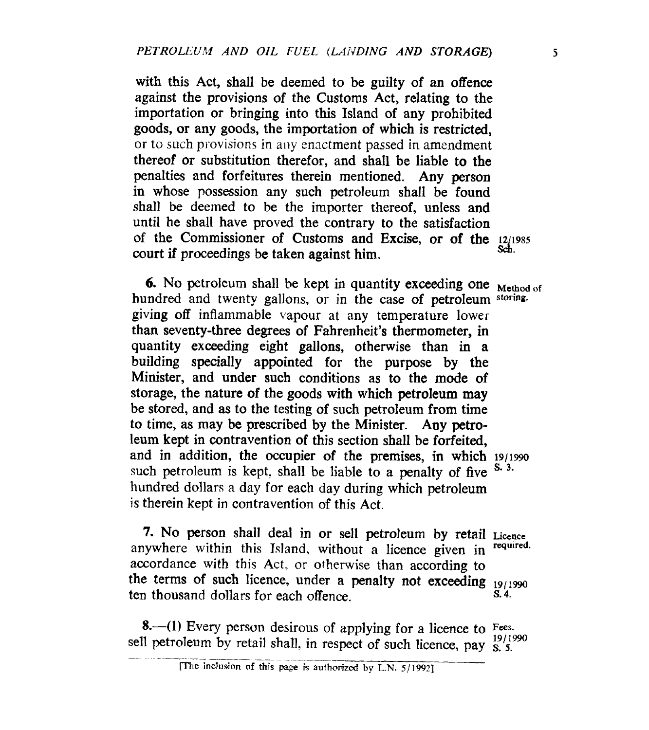with this Act, shall be deemed to be guilty of an offence against the provisions of the Customs Act, relating to the importation or bringing into this Island of any prohibited goods, or any goods, the importation of which is restricted, or to such provisions in any enactment passed in amendment thereof or substitution therefor, and shall be liable to the penalties and forfeitures therein mentioned. Any person in whose possession any such petroleum shall be found shall be deemed to be the importer thereof, unless and until he shall have proved the contrary to the satisfaction of the Commissioner of Customs and Excise, or of the court if proceedings be taken against him. 12/1985 Sch.

**6.** No petroleum shall be kept in quantity exceeding one hundred and twenty gallons, or in the case of petroleum giving off inflammable vapour at any temperature lower than seventy-three degrees of Fahrenheit's thermometer, in quantity exceeding eight gallons, otherwise than in a building specially appointed for the purpose by the Minister, and under such conditions as to the mode of storage, the nature of the goods with which petroleum may be stored, and as to the testing of such petroleum from time to time, as may be prescribed by the Minister. Any petroleum kept in contravention of this section shall be forfeited, and in addition, the occupier of the premises, in which such petroleum is kept, shall be liable to a penalty of five hundred dollars a day for each day during which petroleum is therein kept in contravention of this Act.

*Method of storing.* 19/1990 S. 3.

**7.** No person shall deal in or sell petroleum by retail anywhere within this Island, without a licence given in accordance with this Act, or otherwise than according to the terms of such licence, under a penalty not exceeding ten thousand dollars for each offence.

*Licence required.* 19/1990 S. 4.

**8.**—(1) Every person desirous of applying for a licence to sell petroleum by retail shall, in respect of such licence, pay

*Fees.* 19/1990 S. 5.

[The inclusion of this page is authorized by L.N. 5/1992]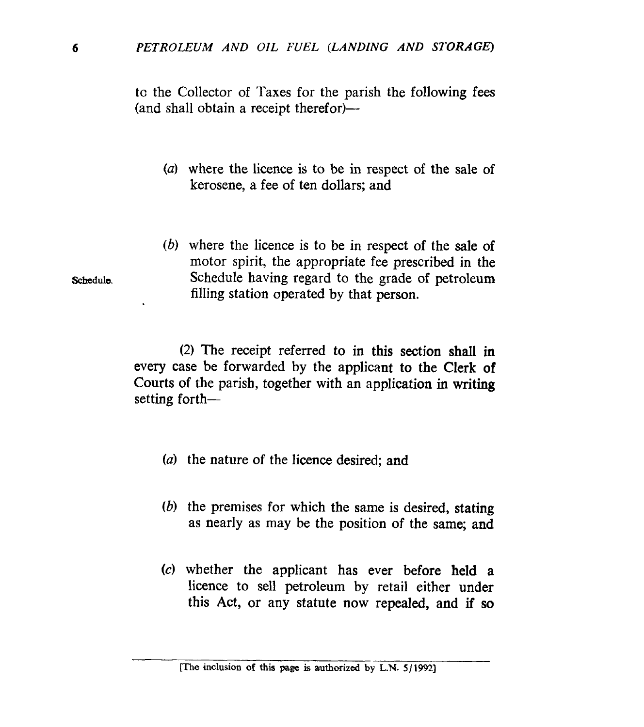to the Collector of Taxes for the parish the following fees (and shall obtain a receipt therefor)—

(*a*) where the licence is to be in respect of the sale of kerosene, a fee of ten dollars; and

(*b*) where the licence is to be in respect of the sale of motor spirit, the appropriate fee prescribed in the Schedule having regard to the grade of petroleum filling station operated by that person.

Schedule.

(2) The receipt referred to in this section shall in every case be forwarded by the applicant to the Clerk of Courts of the parish, together with an application in writing setting forth—

(*a*) the nature of the licence desired; and

(*b*) the premises for which the same is desired, stating as nearly as may be the position of the same; and

(*c*) whether the applicant has ever before held a licence to sell petroleum by retail either under this Act, or any statute now repealed, and if so

[The inclusion of this page is authorized by L.N. 5/1992]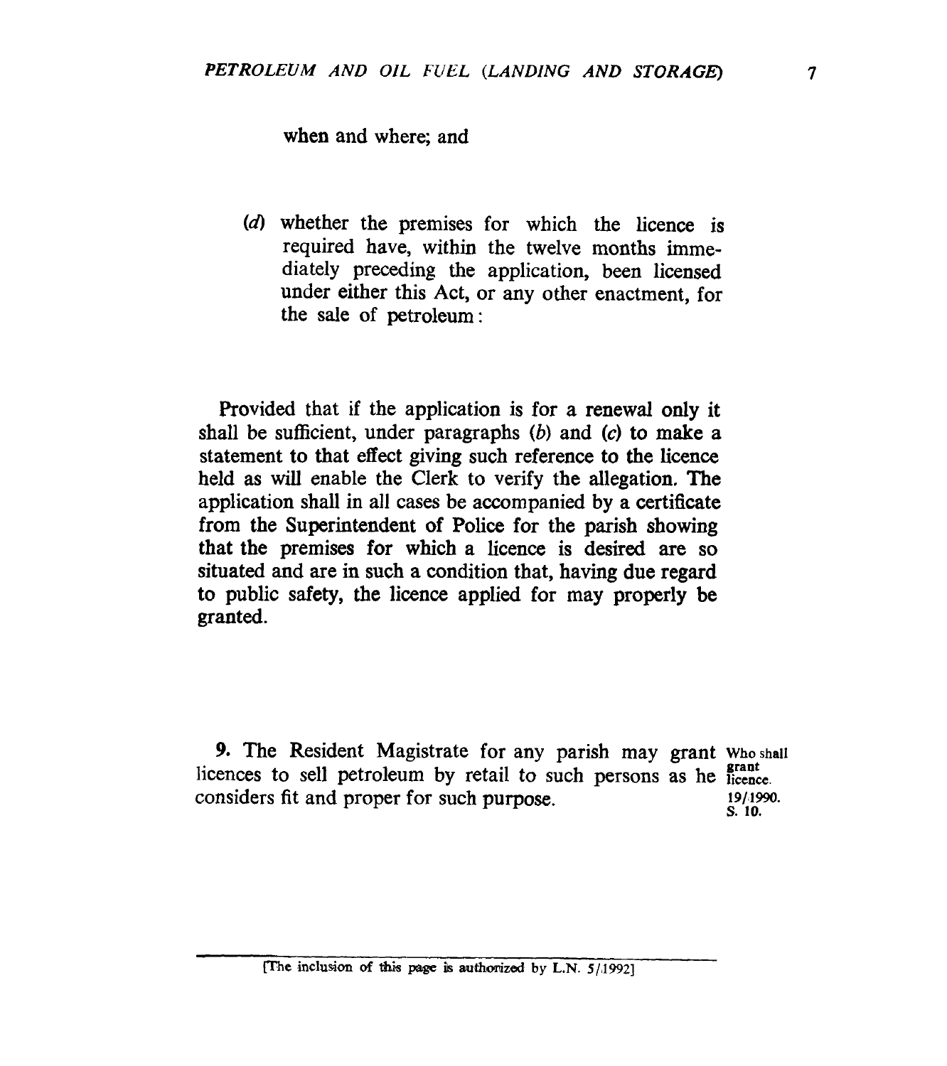when and where; and

(*d*) whether the premises for which the licence is required have, within the twelve months immediately preceding the application, been licensed under either this Act, or any other enactment, for the sale of petroleum:

Provided that if the application is for a renewal only it shall be sufficient, under paragraphs (*b*) and (*c*) to make a statement to that effect giving such reference to the licence held as will enable the Clerk to verify the allegation. The application shall in all cases be accompanied by a certificate from the Superintendent of Police for the parish showing that the premises for which a licence is desired are so situated and are in such a condition that, having due regard to public safety, the licence applied for may properly be granted.

**9.** The Resident Magistrate for any parish may grant licences to sell petroleum by retail to such persons as he considers fit and proper for such purpose.

Who shall grant licence. 19/1990. S. 10.

[The inclusion of this page is authorized by L.N. 5/1992]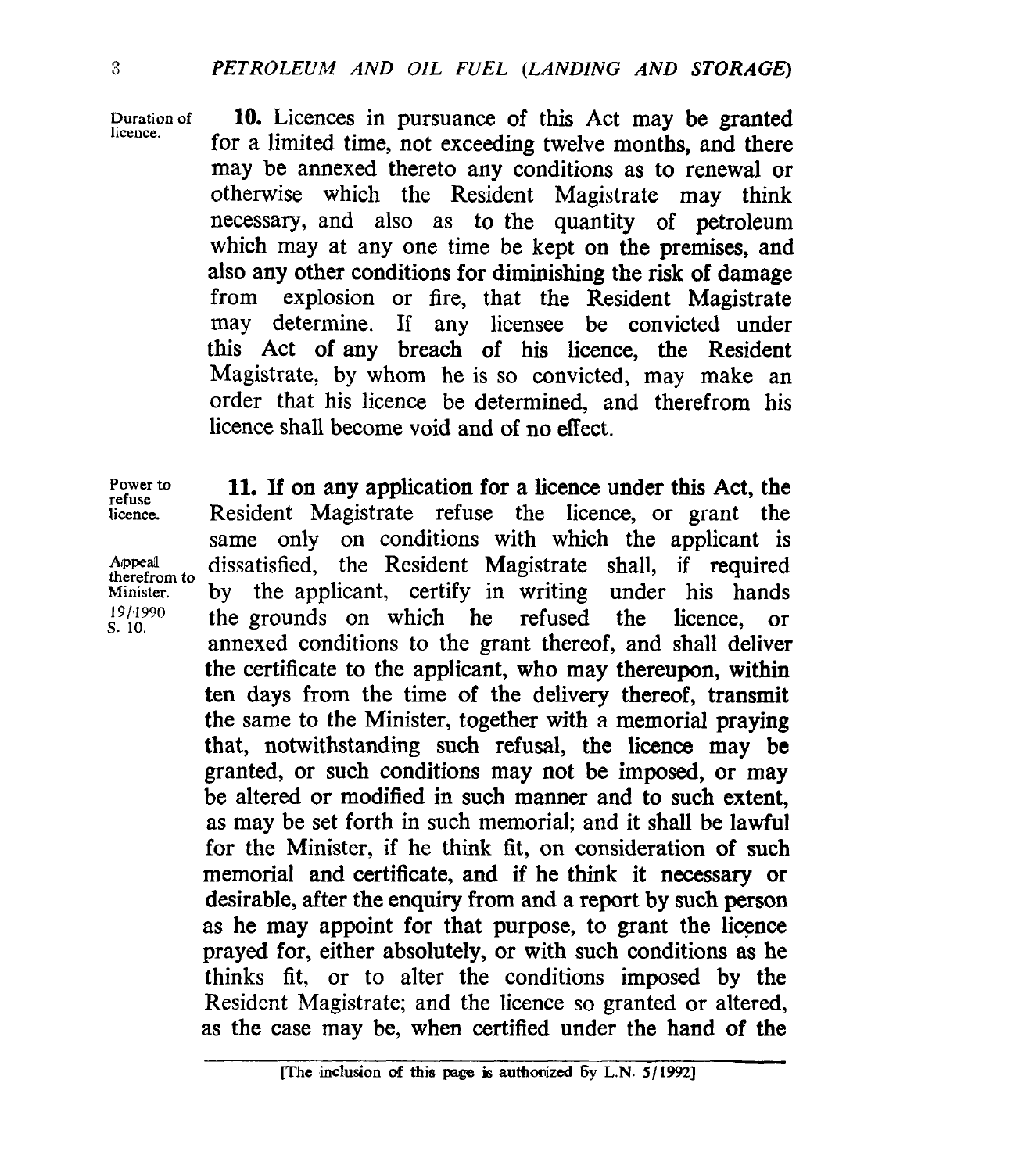Duration of licence.

**10.** Licences in pursuance of this Act may be granted for a limited time, not exceeding twelve months, and there may be annexed thereto any conditions as to renewal or otherwise which the Resident Magistrate may think necessary, and also as to the quantity of petroleum which may at any one time be kept on the premises, and also any other conditions for diminishing the risk of damage from explosion or fire, that the Resident Magistrate may determine. If any licensee be convicted under this Act of any breach of his licence, the Resident Magistrate, by whom he is so convicted, may make an order that his licence be determined, and therefrom his licence shall become void and of no effect.

Power to refuse licence.

Appeal therefrom to Minister. 19/1990 S. 10.

**11.** If on any application for a licence under this Act, the Resident Magistrate refuse the licence, or grant the same only on conditions with which the applicant is dissatisfied, the Resident Magistrate shall, if required by the applicant, certify in writing under his hands the grounds on which he refused the licence, or annexed conditions to the grant thereof, and shall deliver the certificate to the applicant, who may thereupon, within ten days from the time of the delivery thereof, transmit the same to the Minister, together with a memorial praying that, notwithstanding such refusal, the licence may be granted, or such conditions may not be imposed, or may be altered or modified in such manner and to such extent, as may be set forth in such memorial; and it shall be lawful for the Minister, if he think fit, on consideration of such memorial and certificate, and if he think it necessary or desirable, after the enquiry from and a report by such person as he may appoint for that purpose, to grant the licence prayed for, either absolutely, or with such conditions as he thinks fit, or to alter the conditions imposed by the Resident Magistrate; and the licence so granted or altered, as the case may be, when certified under the hand of the

[The inclusion of this page is authorized by L.N. 5/1992]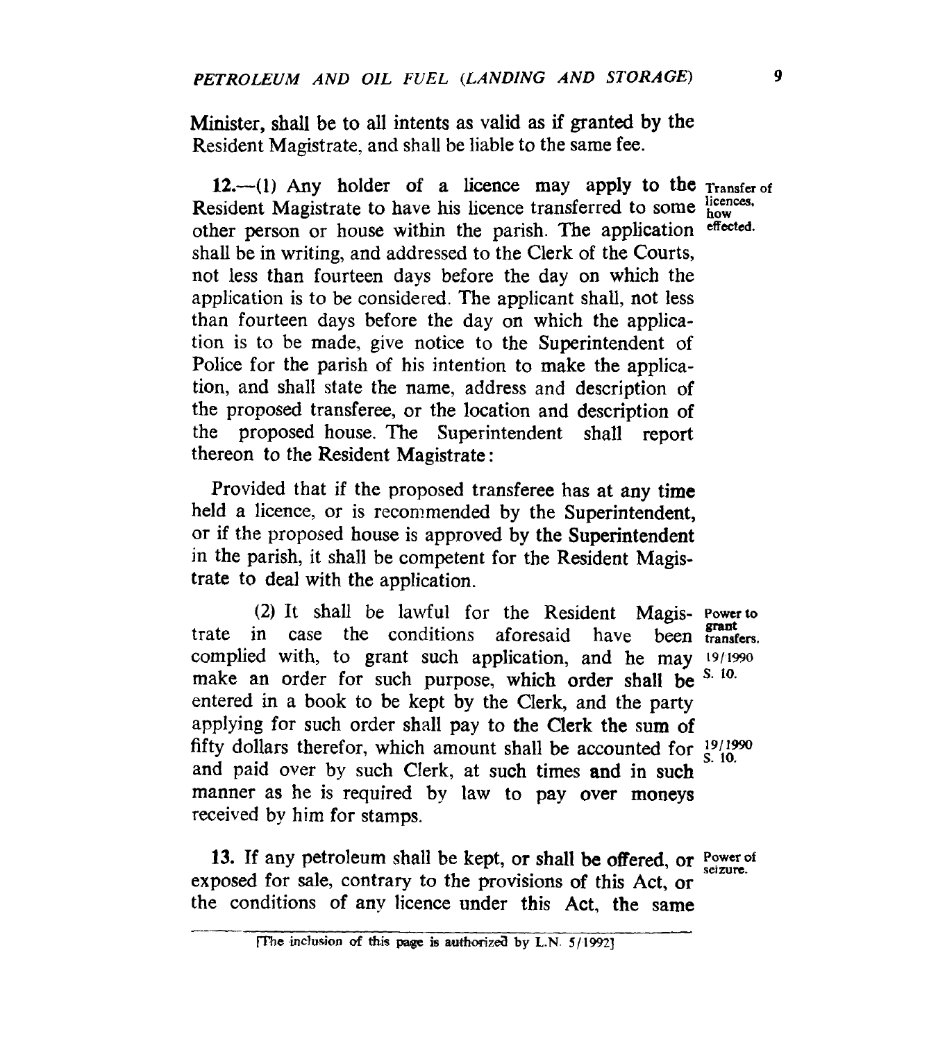Minister, shall be to all intents as valid as if granted by the Resident Magistrate, and shall be liable to the same fee.

**12.**—(1) Any holder of a licence may apply to the Resident Magistrate to have his licence transferred to some other person or house within the parish. The application shall be in writing, and addressed to the Clerk of the Courts, not less than fourteen days before the day on which the application is to be considered. The applicant shall, not less than fourteen days before the day on which the application is to be made, give notice to the Superintendent of Police for the parish of his intention to make the application, and shall state the name, address and description of the proposed transferee, or the location and description of the proposed house. The Superintendent shall report thereon to the Resident Magistrate:

*Transfer of licences, how effected.*

Provided that if the proposed transferee has at any time held a licence, or is recommended by the Superintendent, or if the proposed house is approved by the Superintendent in the parish, it shall be competent for the Resident Magistrate to deal with the application.

(2) It shall be lawful for the Resident Magistrate in case the conditions aforesaid have been complied with, to grant such application, and he may make an order for such purpose, which order shall be entered in a book to be kept by the Clerk, and the party applying for such order shall pay to the Clerk the sum of fifty dollars therefor, which amount shall be accounted for and paid over by such Clerk, at such times and in such manner as he is required by law to pay over moneys received by him for stamps.

*Power to grant transfers. 19/1990 S. 10. 19/1990 S. 10.*

**13.** If any petroleum shall be kept, or shall be offered, or exposed for sale, contrary to the provisions of this Act, or the conditions of any licence under this Act, the same

*Power of seizure.*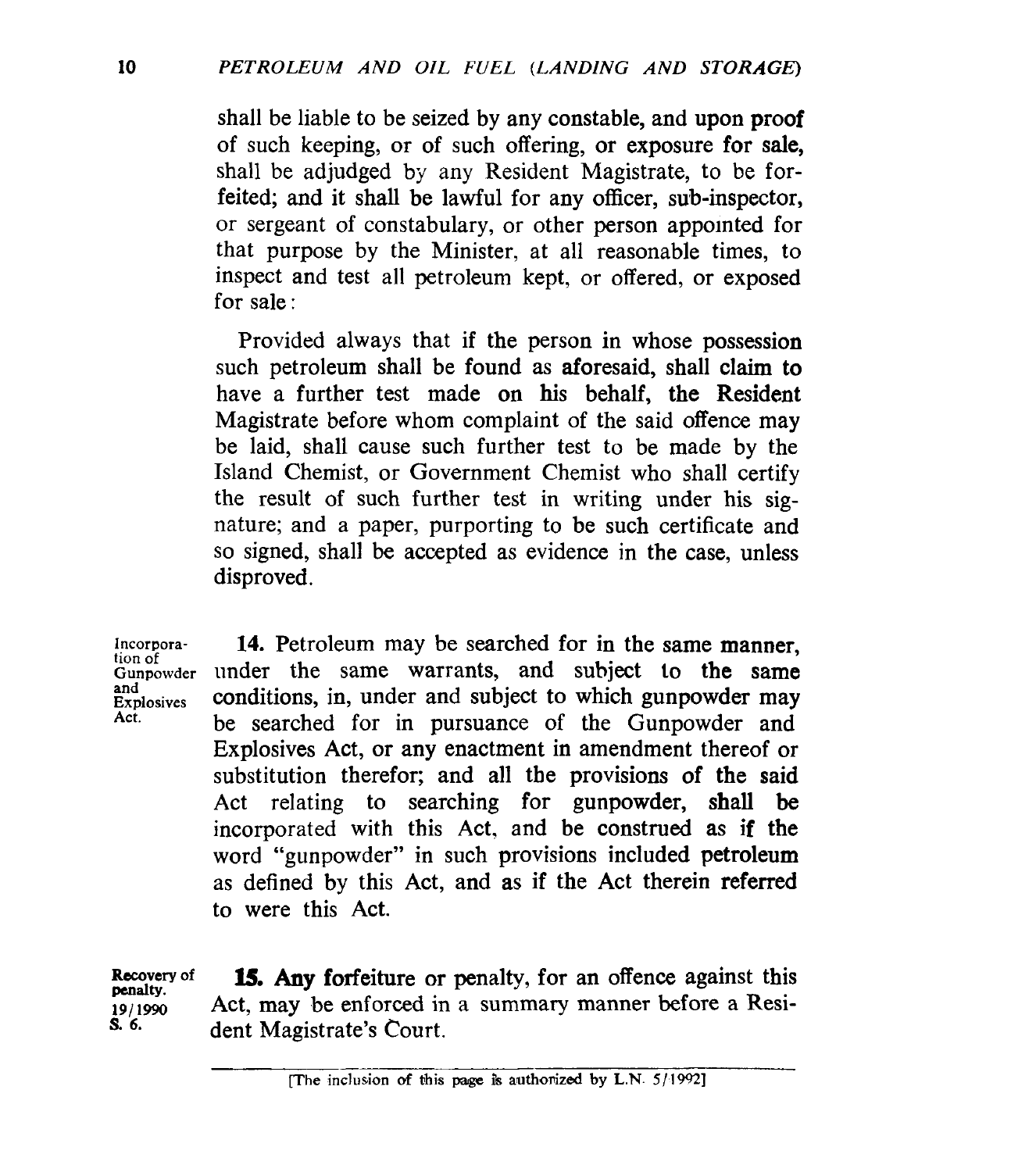shall be liable to be seized by any constable, and upon proof of such keeping, or of such offering, or exposure for sale, shall be adjudged by any Resident Magistrate, to be forfeited; and it shall be lawful for any officer, sub-inspector, or sergeant of constabulary, or other person appointed for that purpose by the Minister, at all reasonable times, to inspect and test all petroleum kept, or offered, or exposed for sale:

Provided always that if the person in whose possession such petroleum shall be found as aforesaid, shall claim to have a further test made on his behalf, the Resident Magistrate before whom complaint of the said offence may be laid, shall cause such further test to be made by the Island Chemist, or Government Chemist who shall certify the result of such further test in writing under his signature; and a paper, purporting to be such certificate and so signed, shall be accepted as evidence in the case, unless disproved.

*Incorporation of Gunpowder and Explosives Act.*

**14.** Petroleum may be searched for in the same manner, under the same warrants, and subject to the same conditions, in, under and subject to which gunpowder may be searched for in pursuance of the Gunpowder and Explosives Act, or any enactment in amendment thereof or substitution therefor; and all the provisions of the said Act relating to searching for gunpowder, shall be incorporated with this Act, and be construed as if the word "gunpowder" in such provisions included petroleum as defined by this Act, and as if the Act therein referred to were this Act.

*Recovery of penalty. 19/1990 S. 6.*

**15.** Any forfeiture or penalty, for an offence against this Act, may be enforced in a summary manner before a Resident Magistrate's Court.

[The inclusion of this page is authorized by L.N. 5/1992]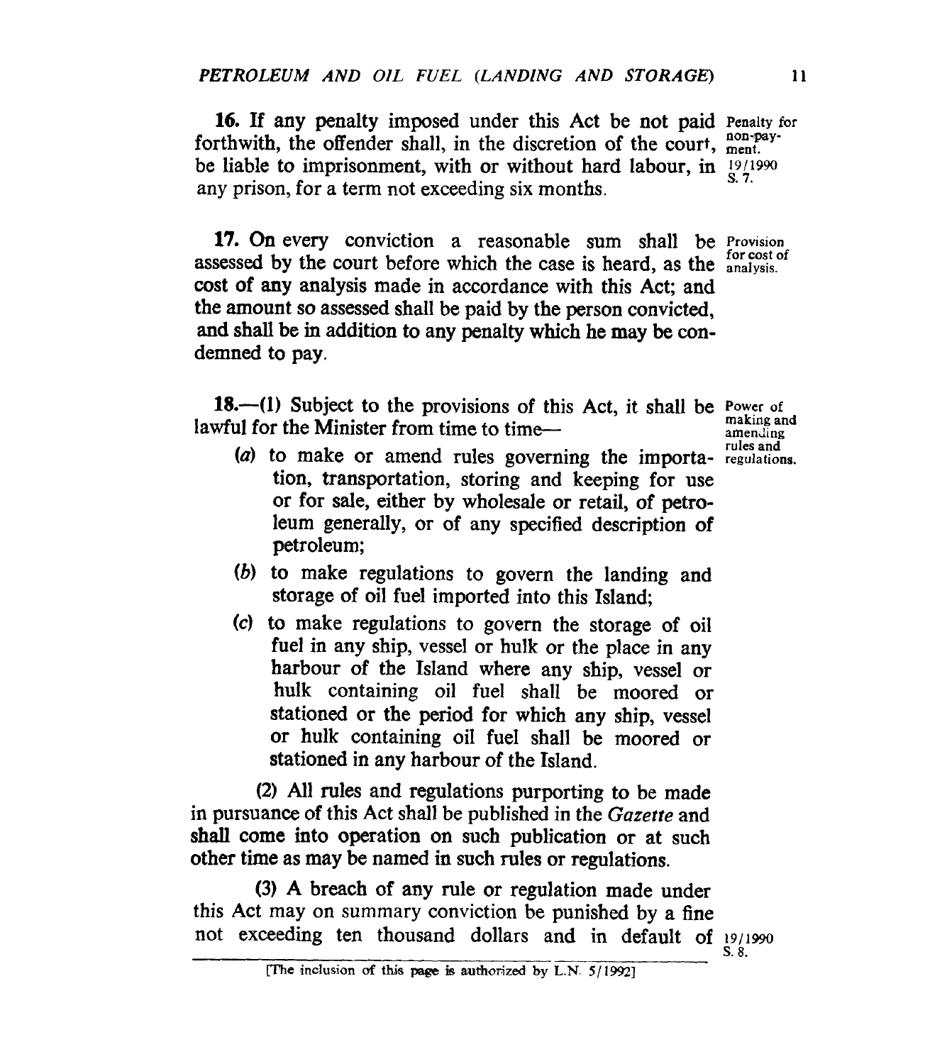**16.** If any penalty imposed under this Act be not paid forthwith, the offender shall, in the discretion of the court, be liable to imprisonment, with or without hard labour, in any prison, for a term not exceeding six months.

Penalty for non-payment. 19/1990 S. 7.

**17.** On every conviction a reasonable sum shall be assessed by the court before which the case is heard, as the cost of any analysis made in accordance with this Act; and the amount so assessed shall be paid by the person convicted, and shall be in addition to any penalty which he may be condemned to pay.

Provision for cost of analysis.

**18.**—(1) Subject to the provisions of this Act, it shall be lawful for the Minister from time to time—

Power of making and amending rules and regulations.

(*a*) to make or amend rules governing the importation, transportation, storing and keeping for use or for sale, either by wholesale or retail, of petroleum generally, or of any specified description of petroleum;

(*b*) to make regulations to govern the landing and storage of oil fuel imported into this Island;

(*c*) to make regulations to govern the storage of oil fuel in any ship, vessel or hulk or the place in any harbour of the Island where any ship, vessel or hulk containing oil fuel shall be moored or stationed or the period for which any ship, vessel or hulk containing oil fuel shall be moored or stationed in any harbour of the Island.

(2) All rules and regulations purporting to be made in pursuance of this Act shall be published in the *Gazette* and shall come into operation on such publication or at such other time as may be named in such rules or regulations.

(3) A breach of any rule or regulation made under this Act may on summary conviction be punished by a fine not exceeding ten thousand dollars and in default of

19/1990 S. 8.

[The inclusion of this page is authorized by L.N. 5/1992]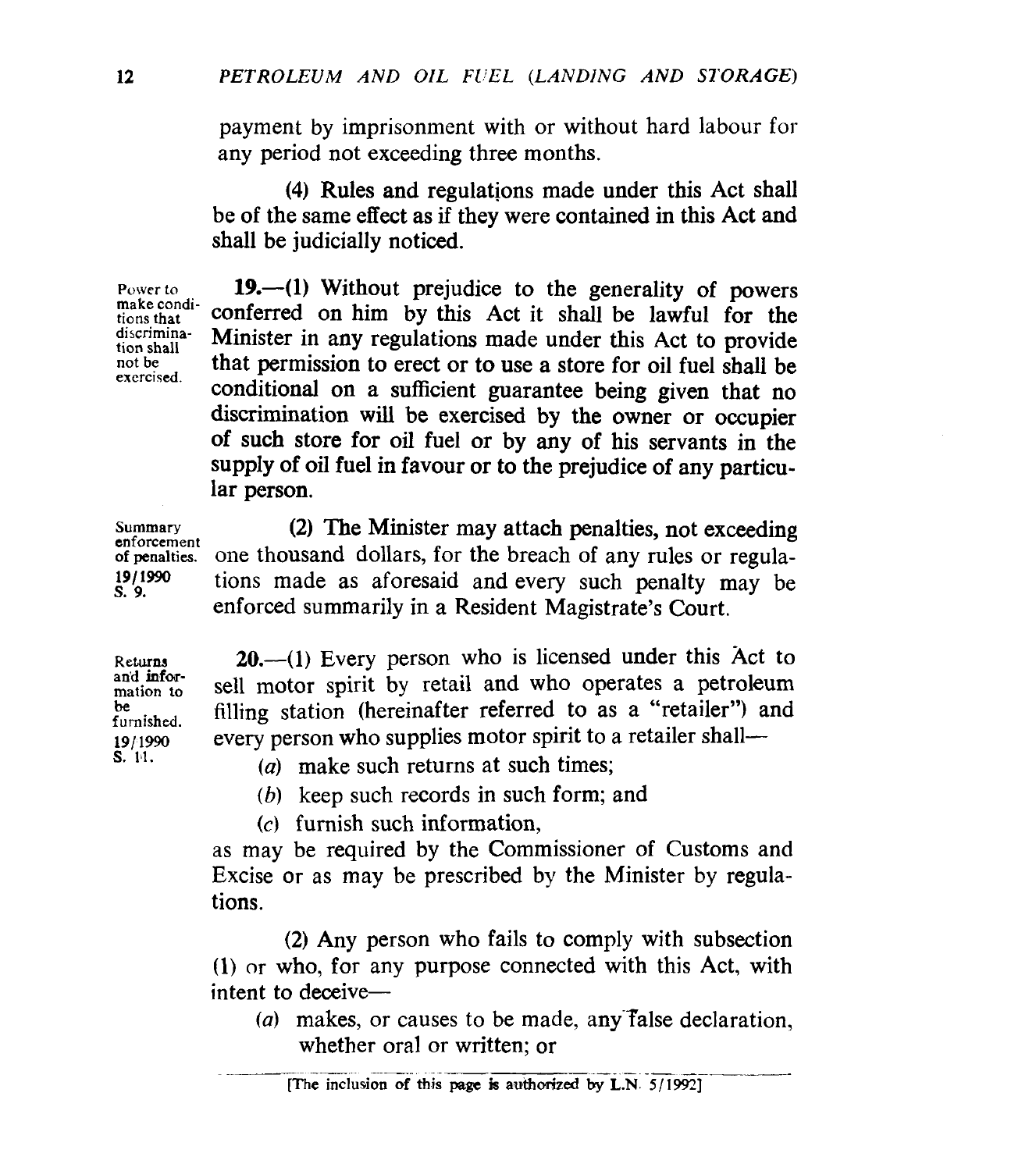payment by imprisonment with or without hard labour for any period not exceeding three months.

(4) Rules and regulations made under this Act shall be of the same effect as if they were contained in this Act and shall be judicially noticed.

Power to make conditions that discrimination shall not be exercised.

**19.**—(1) Without prejudice to the generality of powers conferred on him by this Act it shall be lawful for the Minister in any regulations made under this Act to provide that permission to erect or to use a store for oil fuel shall be conditional on a sufficient guarantee being given that no discrimination will be exercised by the owner or occupier of such store for oil fuel or by any of his servants in the supply of oil fuel in favour or to the prejudice of any particular person.

Summary enforcement of penalties. 19/1990 S. 9.

(2) The Minister may attach penalties, not exceeding one thousand dollars, for the breach of any rules or regulations made as aforesaid and every such penalty may be enforced summarily in a Resident Magistrate's Court.

Returns and information to be furnished. 19/1990 S. 11.

**20.**—(1) Every person who is licensed under this Act to sell motor spirit by retail and who operates a petroleum filling station (hereinafter referred to as a "retailer") and every person who supplies motor spirit to a retailer shall—

(*a*) make such returns at such times;

(*b*) keep such records in such form; and

(*c*) furnish such information,

as may be required by the Commissioner of Customs and Excise or as may be prescribed by the Minister by regulations.

(2) Any person who fails to comply with subsection (1) or who, for any purpose connected with this Act, with intent to deceive—

(*a*) makes, or causes to be made, any false declaration, whether oral or written; or

[The inclusion of this page is authorized by L.N. 5/1992]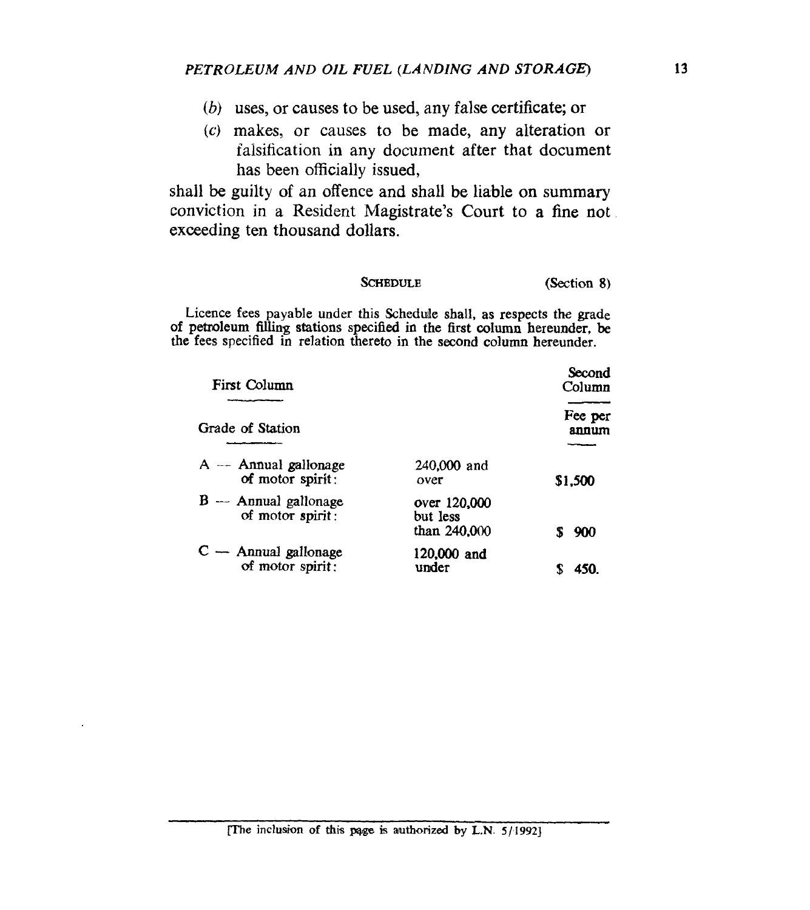(*b*) uses, or causes to be used, any false certificate; or

(*c*) makes, or causes to be made, any alteration or falsification in any document after that document has been officially issued,

shall be guilty of an offence and shall be liable on summary conviction in a Resident Magistrate's Court to a fine not exceeding ten thousand dollars.

## SCHEDULE (Section 8)

Licence fees payable under this Schedule shall, as respects the grade of petroleum filling stations specified in the first column hereunder, be the fees specified in relation thereto in the second column hereunder.

| First Column | | Second Column |
|---|---|---|
| Grade of Station | | Fee per annum |
| A — Annual gallonage of motor spirit: | 240,000 and over | $1,500 |
| B — Annual gallonage of motor spirit: | over 120,000 but less than 240,000 | $ 900 |
| C — Annual gallonage of motor spirit: | 120,000 and under | $ 450. |

[The inclusion of this page is authorized by L.N. 5/1992]